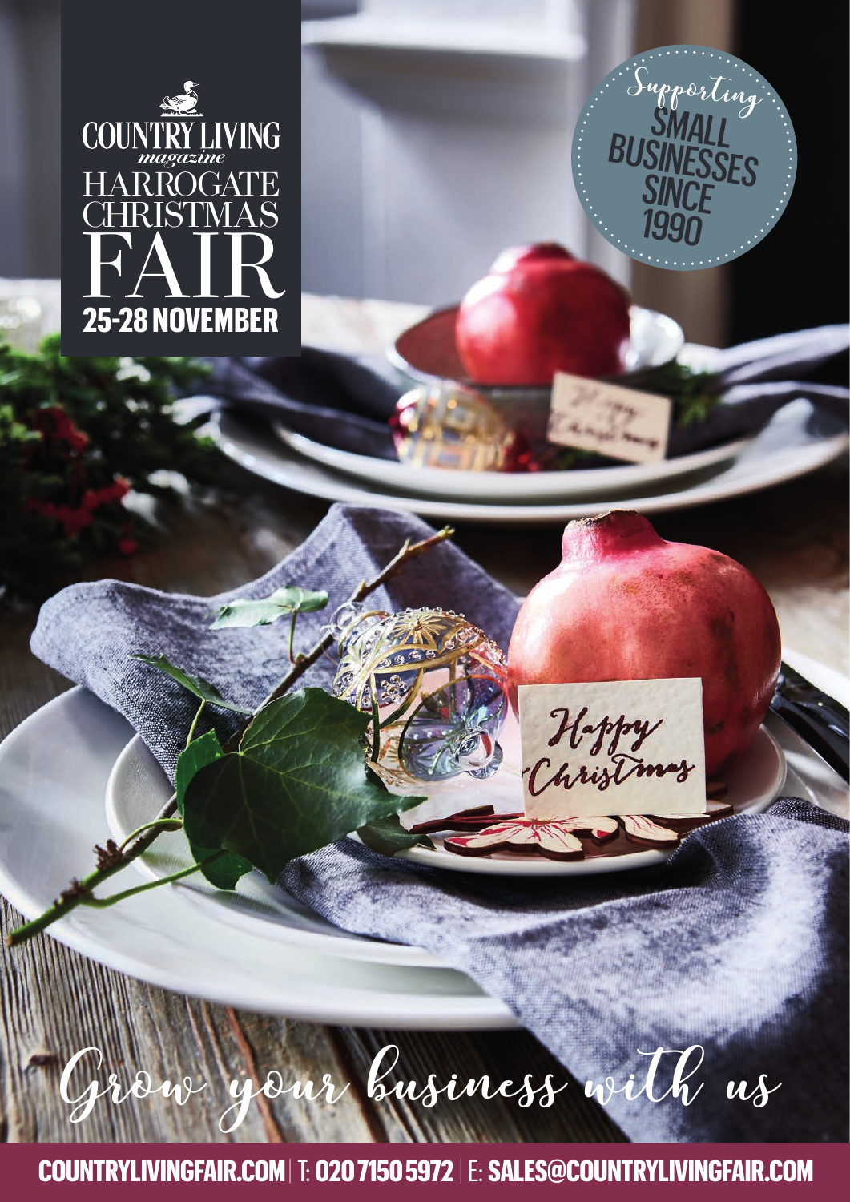# COUNTRY LIVING *magazine* HARROGATE CHRISTMAS FAIR

**25-28 NOVEMBER**

*Supporting* SMALL BUSINESSES SINCE 1990

*Happy Christmas*

*Grow your business with us*

**COUNTRYLIVINGFAIR.COM** | T: **020 7150 5972** | E: **SALES@COUNTRYLIVINGFAIR.COM**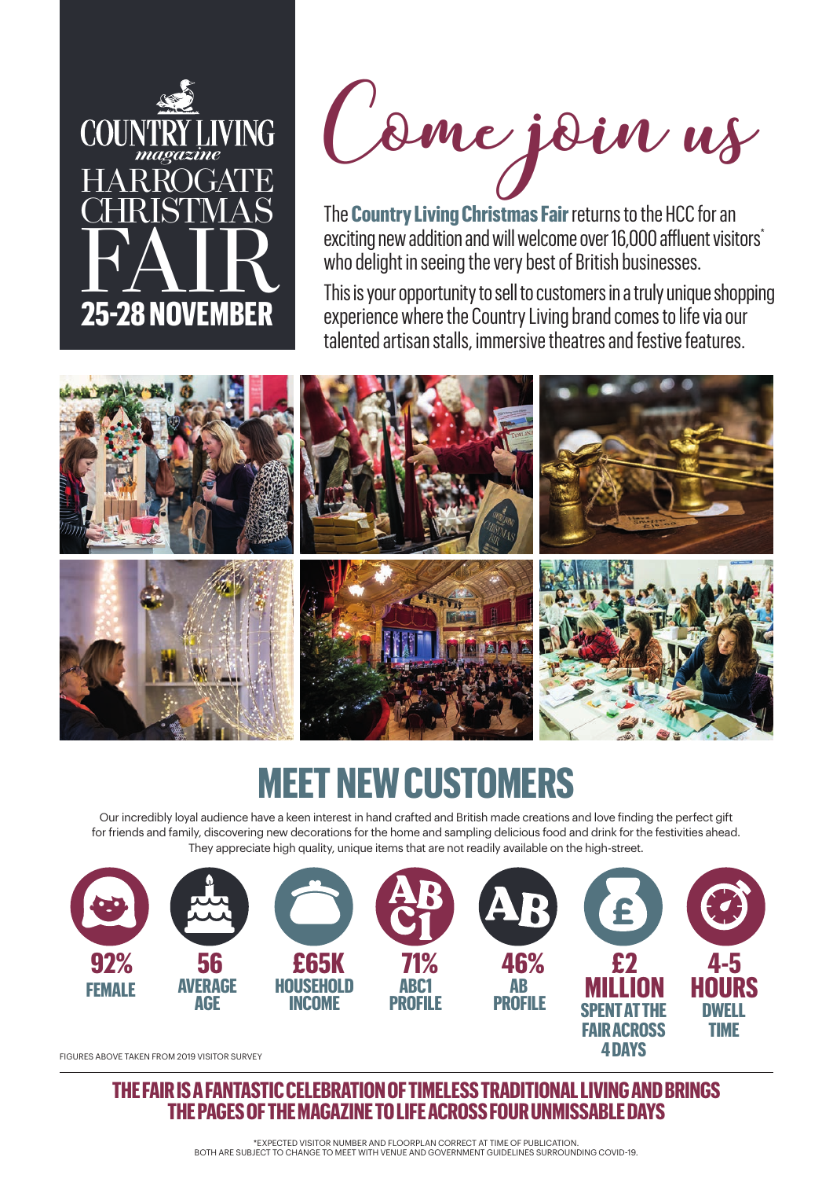COUNTRY LIVING *magazine*

HARROGATE CHRISTMAS FAIR

**25-28 NOVEMBER**

# Come join us

The **Country Living Christmas Fair** returns to the HCC for an exciting new addition and will welcome over 16,000 affluent visitors* who delight in seeing the very best of British businesses.

This is your opportunity to sell to customers in a truly unique shopping experience where the Country Living brand comes to life via our talented artisan stalls, immersive theatres and festive features.

## MEET NEW CUSTOMERS

Our incredibly loyal audience have a keen interest in hand crafted and British made creations and love finding the perfect gift for friends and family, discovering new decorations for the home and sampling delicious food and drink for the festivities ahead. They appreciate high quality, unique items that are not readily available on the high-street.

- **92%** FEMALE
- **56** AVERAGE AGE
- **£65K** HOUSEHOLD INCOME
- **71%** ABC1 PROFILE
- **46%** AB PROFILE
- **£2 MILLION** SPENT AT THE FAIR ACROSS 4 DAYS
- **4-5 HOURS** DWELL TIME

FIGURES ABOVE TAKEN FROM 2019 VISITOR SURVEY

**THE FAIR IS A FANTASTIC CELEBRATION OF TIMELESS TRADITIONAL LIVING AND BRINGS THE PAGES OF THE MAGAZINE TO LIFE ACROSS FOUR UNMISSABLE DAYS**

*EXPECTED VISITOR NUMBER AND FLOORPLAN CORRECT AT TIME OF PUBLICATION. BOTH ARE SUBJECT TO CHANGE TO MEET WITH VENUE AND GOVERNMENT GUIDELINES SURROUNDING COVID-19.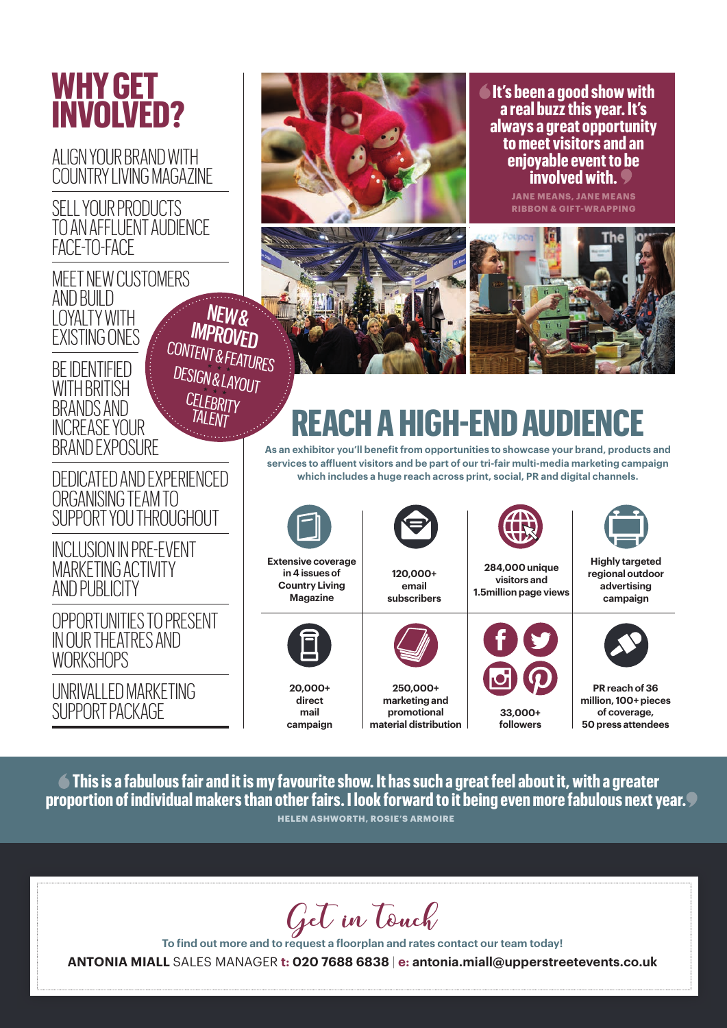# WHY GET INVOLVED?

- ALIGN YOUR BRAND WITH COUNTRY LIVING MAGAZINE
- SELL YOUR PRODUCTS TO AN AFFLUENT AUDIENCE FACE-TO-FACE
- MEET NEW CUSTOMERS AND BUILD LOYALTY WITH EXISTING ONES
- BE IDENTIFIED WITH BRITISH BRANDS AND INCREASE YOUR BRAND EXPOSURE
- DEDICATED AND EXPERIENCED ORGANISING TEAM TO SUPPORT YOU THROUGHOUT
- INCLUSION IN PRE-EVENT MARKETING ACTIVITY AND PUBLICITY
- OPPORTUNITIES TO PRESENT IN OUR THEATRES AND WORKSHOPS
- UNRIVALLED MARKETING SUPPORT PACKAGE

NEW & IMPROVED
CONTENT & FEATURES
DESIGN & LAYOUT
CELEBRITY TALENT

> It's been a good show with a real buzz this year. It's always a great opportunity to meet visitors and an enjoyable event to be involved with.
>
> **JANE MEANS, JANE MEANS RIBBON & GIFT-WRAPPING**

## REACH A HIGH-END AUDIENCE

**As an exhibitor you'll benefit from opportunities to showcase your brand, products and services to affluent visitors and be part of our tri-fair multi-media marketing campaign which includes a huge reach across print, social, PR and digital channels.**

- **Extensive coverage in 4 issues of Country Living Magazine**
- **120,000+ email subscribers**
- **284,000 unique visitors and 1.5million page views**
- **Highly targeted regional outdoor advertising campaign**
- **20,000+ direct mail campaign**
- **250,000+ marketing and promotional material distribution**
- **33,000+ followers**
- **PR reach of 36 million, 100+ pieces of coverage, 50 press attendees**

> This is a fabulous fair and it is my favourite show. It has such a great feel about it, with a greater proportion of individual makers than other fairs. I look forward to it being even more fabulous next year.
>
> **HELEN ASHWORTH, ROSIE'S ARMOIRE**

## Get in touch

To find out more and to request a floorplan and rates contact our team today!

**ANTONIA MIALL** SALES MANAGER **t: 020 7688 6838** | **e: antonia.miall@upperstreetevents.co.uk**